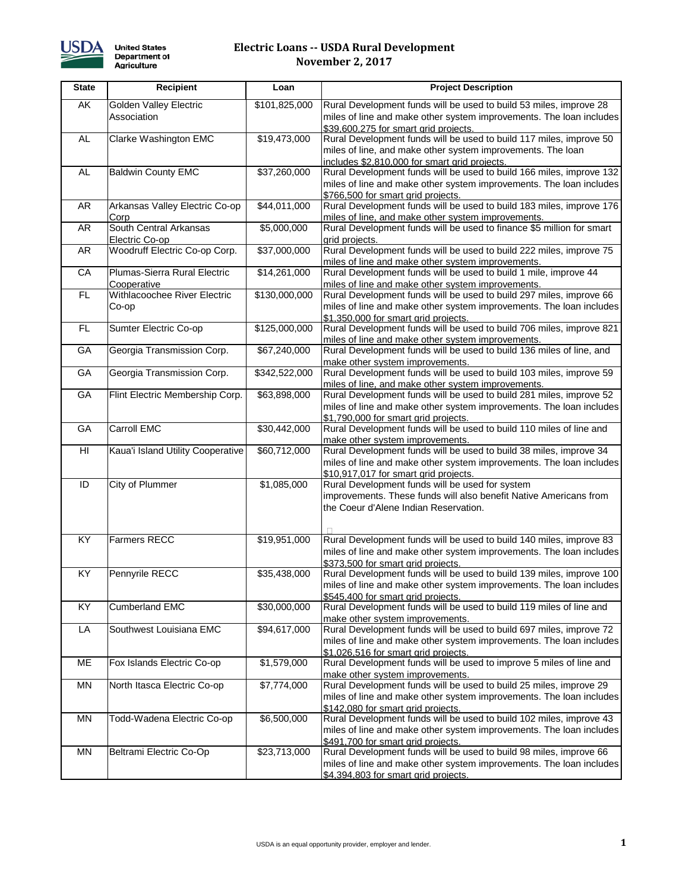# Electric Loans -- USDA Rural Development

## November 2, 2017

| State | Recipient | Loan | Project Description |
|---|---|---|---|
| AK | Golden Valley Electric Association | $101,825,000 | Rural Development funds will be used to build 53 miles, improve 28 miles of line and make other system improvements. The loan includes $39,600,275 for smart grid projects. |
| AL | Clarke Washington EMC | $19,473,000 | Rural Development funds will be used to build 117 miles, improve 50 miles of line, and make other system improvements. The loan includes $2,810,000 for smart grid projects. |
| AL | Baldwin County EMC | $37,260,000 | Rural Development funds will be used to build 166 miles, improve 132 miles of line and make other system improvements. The loan includes $766,500 for smart grid projects. |
| AR | Arkansas Valley Electric Co-op Corp | $44,011,000 | Rural Development funds will be used to build 183 miles, improve 176 miles of line, and make other system improvements. |
| AR | South Central Arkansas Electric Co-op | $5,000,000 | Rural Development funds will be used to finance $5 million for smart grid projects. |
| AR | Woodruff Electric Co-op Corp. | $37,000,000 | Rural Development funds will be used to build 222 miles, improve 75 miles of line and make other system improvements. |
| CA | Plumas-Sierra Rural Electric Cooperative | $14,261,000 | Rural Development funds will be used to build 1 mile, improve 44 miles of line and make other system improvements. |
| FL | Withlacoochee River Electric Co-op | $130,000,000 | Rural Development funds will be used to build 297 miles, improve 66 miles of line and make other system improvements. The loan includes $1,350,000 for smart grid projects. |
| FL | Sumter Electric Co-op | $125,000,000 | Rural Development funds will be used to build 706 miles, improve 821 miles of line and make other system improvements. |
| GA | Georgia Transmission Corp. | $67,240,000 | Rural Development funds will be used to build 136 miles of line, and make other system improvements. |
| GA | Georgia Transmission Corp. | $342,522,000 | Rural Development funds will be used to build 103 miles, improve 59 miles of line, and make other system improvements. |
| GA | Flint Electric Membership Corp. | $63,898,000 | Rural Development funds will be used to build 281 miles, improve 52 miles of line and make other system improvements. The loan includes $1,790,000 for smart grid projects. |
| GA | Carroll EMC | $30,442,000 | Rural Development funds will be used to build 110 miles of line and make other system improvements. |
| HI | Kaua'i Island Utility Cooperative | $60,712,000 | Rural Development funds will be used to build 38 miles, improve 34 miles of line and make other system improvements. The loan includes $10,917,017 for smart grid projects. |
| ID | City of Plummer | $1,085,000 | Rural Development funds will be used for system improvements. These funds will also benefit Native Americans from the Coeur d'Alene Indian Reservation. |
| KY | Farmers RECC | $19,951,000 | Rural Development funds will be used to build 140 miles, improve 83 miles of line and make other system improvements. The loan includes $373,500 for smart grid projects. |
| KY | Pennyrile RECC | $35,438,000 | Rural Development funds will be used to build 139 miles, improve 100 miles of line and make other system improvements. The loan includes $545,400 for smart grid projects. |
| KY | Cumberland EMC | $30,000,000 | Rural Development funds will be used to build 119 miles of line and make other system improvements. |
| LA | Southwest Louisiana EMC | $94,617,000 | Rural Development funds will be used to build 697 miles, improve 72 miles of line and make other system improvements. The loan includes $1,026,516 for smart grid projects. |
| ME | Fox Islands Electric Co-op | $1,579,000 | Rural Development funds will be used to improve 5 miles of line and make other system improvements. |
| MN | North Itasca Electric Co-op | $7,774,000 | Rural Development funds will be used to build 25 miles, improve 29 miles of line and make other system improvements. The loan includes $142,080 for smart grid projects. |
| MN | Todd-Wadena Electric Co-op | $6,500,000 | Rural Development funds will be used to build 102 miles, improve 43 miles of line and make other system improvements. The loan includes $491,700 for smart grid projects. |
| MN | Beltrami Electric Co-Op | $23,713,000 | Rural Development funds will be used to build 98 miles, improve 66 miles of line and make other system improvements. The loan includes $4,394,803 for smart grid projects. |

USDA is an equal opportunity provider, employer and lender.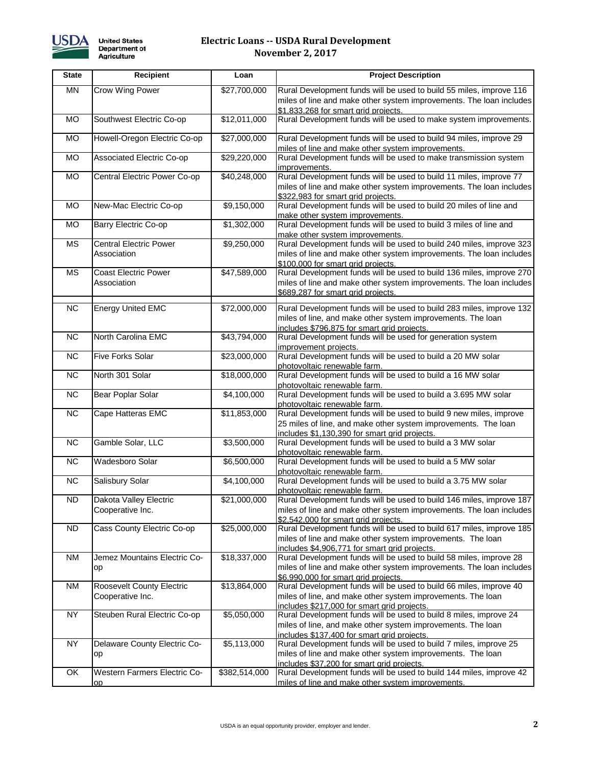# Electric Loans -- USDA Rural Development

## November 2, 2017

| State | Recipient | Loan | Project Description |
|---|---|---|---|
| MN | Crow Wing Power | $27,700,000 | Rural Development funds will be used to build 55 miles, improve 116 miles of line and make other system improvements. The loan includes $1,833,268 for smart grid projects. |
| MO | Southwest Electric Co-op | $12,011,000 | Rural Development funds will be used to make system improvements. |
| MO | Howell-Oregon Electric Co-op | $27,000,000 | Rural Development funds will be used to build 94 miles, improve 29 miles of line and make other system improvements. |
| MO | Associated Electric Co-op | $29,220,000 | Rural Development funds will be used to make transmission system improvements. |
| MO | Central Electric Power Co-op | $40,248,000 | Rural Development funds will be used to build 11 miles, improve 77 miles of line and make other system improvements. The loan includes $322,983 for smart grid projects. |
| MO | New-Mac Electric Co-op | $9,150,000 | Rural Development funds will be used to build 20 miles of line and make other system improvements. |
| MO | Barry Electric Co-op | $1,302,000 | Rural Development funds will be used to build 3 miles of line and make other system improvements. |
| MS | Central Electric Power Association | $9,250,000 | Rural Development funds will be used to build 240 miles, improve 323 miles of line and make other system improvements. The loan includes $100,000 for smart grid projects. |
| MS | Coast Electric Power Association | $47,589,000 | Rural Development funds will be used to build 136 miles, improve 270 miles of line and make other system improvements. The loan includes $689,287 for smart grid projects. |
| NC | Energy United EMC | $72,000,000 | Rural Development funds will be used to build 283 miles, improve 132 miles of line, and make other system improvements. The loan includes $796,875 for smart grid projects. |
| NC | North Carolina EMC | $43,794,000 | Rural Development funds will be used for generation system improvement projects. |
| NC | Five Forks Solar | $23,000,000 | Rural Development funds will be used to build a 20 MW solar photovoltaic renewable farm. |
| NC | North 301 Solar | $18,000,000 | Rural Development funds will be used to build a 16 MW solar photovoltaic renewable farm. |
| NC | Bear Poplar Solar | $4,100,000 | Rural Development funds will be used to build a 3.695 MW solar photovoltaic renewable farm. |
| NC | Cape Hatteras EMC | $11,853,000 | Rural Development funds will be used to build 9 new miles, improve 25 miles of line, and make other system improvements. The loan includes $1,130,390 for smart grid projects. |
| NC | Gamble Solar, LLC | $3,500,000 | Rural Development funds will be used to build a 3 MW solar photovoltaic renewable farm. |
| NC | Wadesboro Solar | $6,500,000 | Rural Development funds will be used to build a 5 MW solar photovoltaic renewable farm. |
| NC | Salisbury Solar | $4,100,000 | Rural Development funds will be used to build a 3.75 MW solar photovoltaic renewable farm. |
| ND | Dakota Valley Electric Cooperative Inc. | $21,000,000 | Rural Development funds will be used to build 146 miles, improve 187 miles of line and make other system improvements. The loan includes $2,542,000 for smart grid projects. |
| ND | Cass County Electric Co-op | $25,000,000 | Rural Development funds will be used to build 617 miles, improve 185 miles of line and make other system improvements. The loan includes $4,906,771 for smart grid projects. |
| NM | Jemez Mountains Electric Co-op | $18,337,000 | Rural Development funds will be used to build 58 miles, improve 28 miles of line and make other system improvements. The loan includes $6,990,000 for smart grid projects. |
| NM | Roosevelt County Electric Cooperative Inc. | $13,864,000 | Rural Development funds will be used to build 66 miles, improve 40 miles of line, and make other system improvements. The loan includes $217,000 for smart grid projects. |
| NY | Steuben Rural Electric Co-op | $5,050,000 | Rural Development funds will be used to build 8 miles, improve 24 miles of line, and make other system improvements. The loan includes $137,400 for smart grid projects. |
| NY | Delaware County Electric Co-op | $5,113,000 | Rural Development funds will be used to build 7 miles, improve 25 miles of line and make other system improvements. The loan includes $37,200 for smart grid projects. |
| OK | Western Farmers Electric Co-op | $382,514,000 | Rural Development funds will be used to build 144 miles, improve 42 miles of line and make other system improvements. |

USDA is an equal opportunity provider, employer and lender.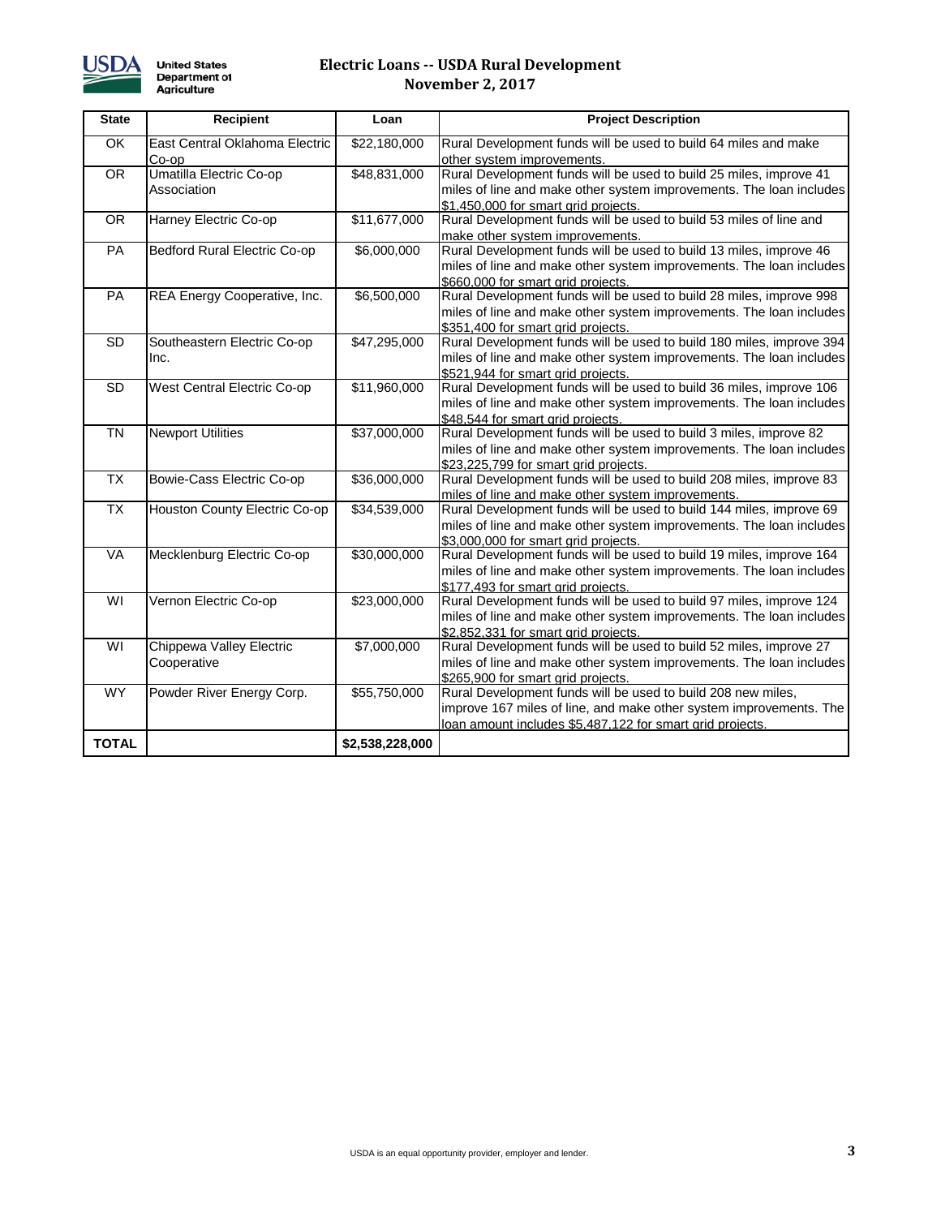# Electric Loans -- USDA Rural Development
## November 2, 2017

| State | Recipient | Loan | Project Description |
|---|---|---|---|
| OK | East Central Oklahoma Electric Co-op | $22,180,000 | Rural Development funds will be used to build 64 miles and make other system improvements. |
| OR | Umatilla Electric Co-op Association | $48,831,000 | Rural Development funds will be used to build 25 miles, improve 41 miles of line and make other system improvements. The loan includes $1,450,000 for smart grid projects. |
| OR | Harney Electric Co-op | $11,677,000 | Rural Development funds will be used to build 53 miles of line and make other system improvements. |
| PA | Bedford Rural Electric Co-op | $6,000,000 | Rural Development funds will be used to build 13 miles, improve 46 miles of line and make other system improvements. The loan includes $660,000 for smart grid projects. |
| PA | REA Energy Cooperative, Inc. | $6,500,000 | Rural Development funds will be used to build 28 miles, improve 998 miles of line and make other system improvements. The loan includes $351,400 for smart grid projects. |
| SD | Southeastern Electric Co-op Inc. | $47,295,000 | Rural Development funds will be used to build 180 miles, improve 394 miles of line and make other system improvements. The loan includes $521,944 for smart grid projects. |
| SD | West Central Electric Co-op | $11,960,000 | Rural Development funds will be used to build 36 miles, improve 106 miles of line and make other system improvements. The loan includes $48,544 for smart grid projects. |
| TN | Newport Utilities | $37,000,000 | Rural Development funds will be used to build 3 miles, improve 82 miles of line and make other system improvements. The loan includes $23,225,799 for smart grid projects. |
| TX | Bowie-Cass Electric Co-op | $36,000,000 | Rural Development funds will be used to build 208 miles, improve 83 miles of line and make other system improvements. |
| TX | Houston County Electric Co-op | $34,539,000 | Rural Development funds will be used to build 144 miles, improve 69 miles of line and make other system improvements. The loan includes $3,000,000 for smart grid projects. |
| VA | Mecklenburg Electric Co-op | $30,000,000 | Rural Development funds will be used to build 19 miles, improve 164 miles of line and make other system improvements. The loan includes $177,493 for smart grid projects. |
| WI | Vernon Electric Co-op | $23,000,000 | Rural Development funds will be used to build 97 miles, improve 124 miles of line and make other system improvements. The loan includes $2,852,331 for smart grid projects. |
| WI | Chippewa Valley Electric Cooperative | $7,000,000 | Rural Development funds will be used to build 52 miles, improve 27 miles of line and make other system improvements. The loan includes $265,900 for smart grid projects. |
| WY | Powder River Energy Corp. | $55,750,000 | Rural Development funds will be used to build 208 new miles, improve 167 miles of line, and make other system improvements. The loan amount includes $5,487,122 for smart grid projects. |
| **TOTAL** | | **$2,538,228,000** | |

USDA is an equal opportunity provider, employer and lender.